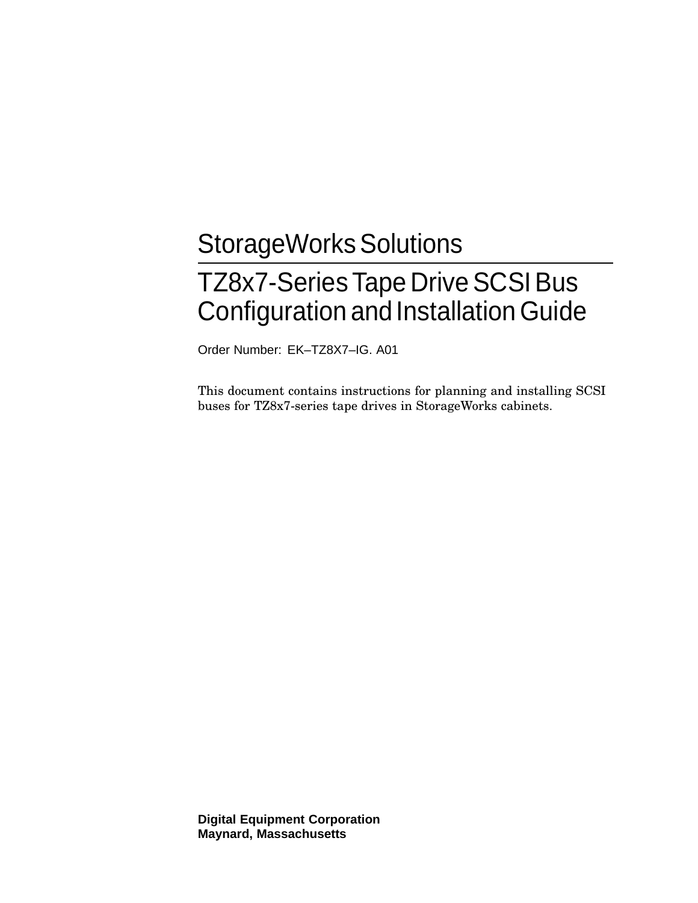# StorageWorks Solutions

# TZ8x7-Series Tape Drive SCSI Bus Configuration and Installation Guide

Order Number: EK–TZ8X7–IG. A01

This document contains instructions for planning and installing SCSI buses for TZ8x7-series tape drives in StorageWorks cabinets.

**Digital Equipment Corporation**
**Maynard, Massachusetts**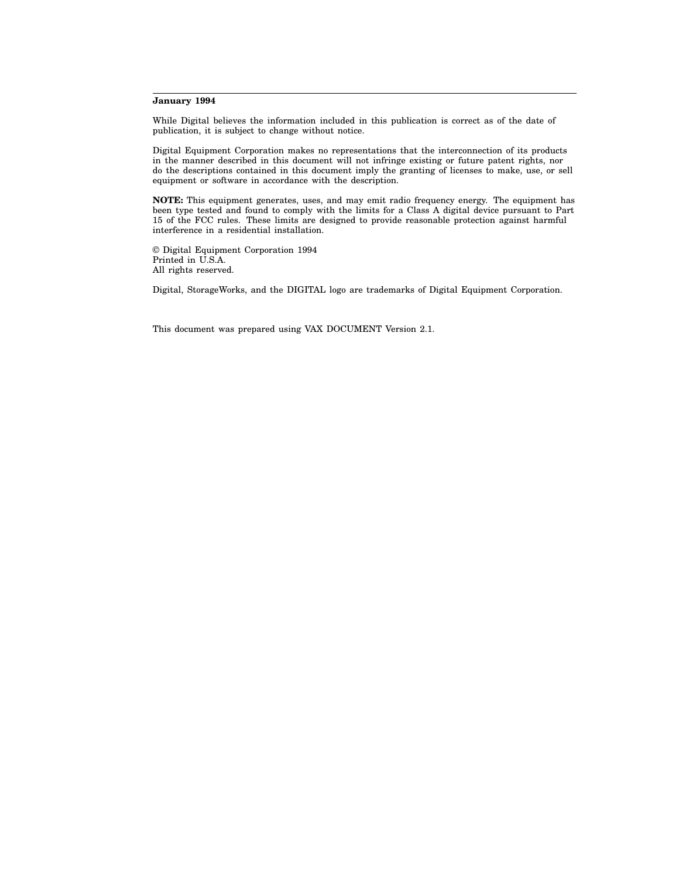**January 1994**

While Digital believes the information included in this publication is correct as of the date of publication, it is subject to change without notice.

Digital Equipment Corporation makes no representations that the interconnection of its products in the manner described in this document will not infringe existing or future patent rights, nor do the descriptions contained in this document imply the granting of licenses to make, use, or sell equipment or software in accordance with the description.

**NOTE:** This equipment generates, uses, and may emit radio frequency energy. The equipment has been type tested and found to comply with the limits for a Class A digital device pursuant to Part 15 of the FCC rules. These limits are designed to provide reasonable protection against harmful interference in a residential installation.

© Digital Equipment Corporation 1994
Printed in U.S.A.
All rights reserved.

Digital, StorageWorks, and the DIGITAL logo are trademarks of Digital Equipment Corporation.

This document was prepared using VAX DOCUMENT Version 2.1.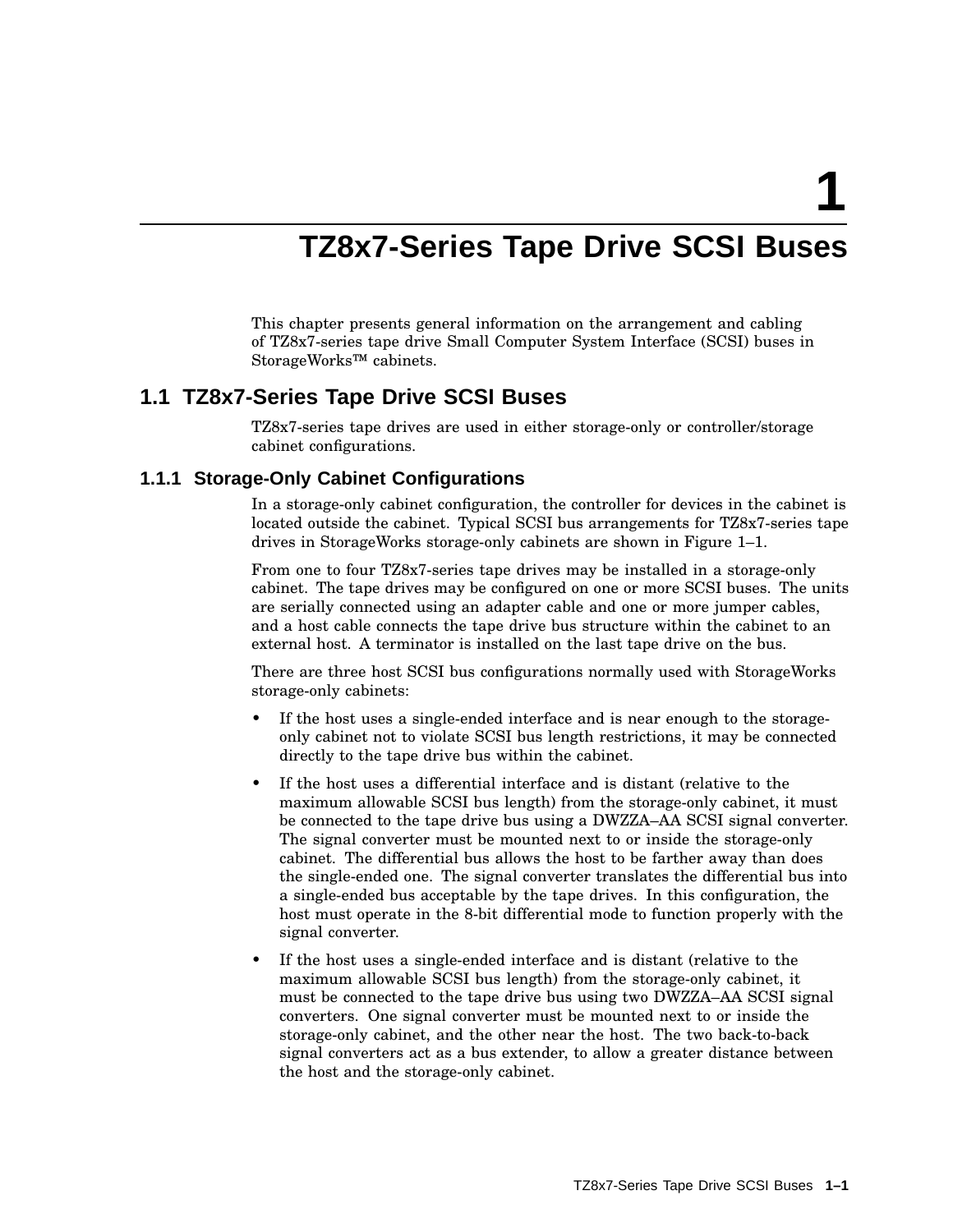# 1 TZ8x7-Series Tape Drive SCSI Buses

This chapter presents general information on the arrangement and cabling of TZ8x7-series tape drive Small Computer System Interface (SCSI) buses in StorageWorks™ cabinets.

## 1.1 TZ8x7-Series Tape Drive SCSI Buses

TZ8x7-series tape drives are used in either storage-only or controller/storage cabinet configurations.

### 1.1.1 Storage-Only Cabinet Configurations

In a storage-only cabinet configuration, the controller for devices in the cabinet is located outside the cabinet. Typical SCSI bus arrangements for TZ8x7-series tape drives in StorageWorks storage-only cabinets are shown in Figure 1–1.

From one to four TZ8x7-series tape drives may be installed in a storage-only cabinet. The tape drives may be configured on one or more SCSI buses. The units are serially connected using an adapter cable and one or more jumper cables, and a host cable connects the tape drive bus structure within the cabinet to an external host. A terminator is installed on the last tape drive on the bus.

There are three host SCSI bus configurations normally used with StorageWorks storage-only cabinets:

- If the host uses a single-ended interface and is near enough to the storage-only cabinet not to violate SCSI bus length restrictions, it may be connected directly to the tape drive bus within the cabinet.
- If the host uses a differential interface and is distant (relative to the maximum allowable SCSI bus length) from the storage-only cabinet, it must be connected to the tape drive bus using a DWZZA–AA SCSI signal converter. The signal converter must be mounted next to or inside the storage-only cabinet. The differential bus allows the host to be farther away than does the single-ended one. The signal converter translates the differential bus into a single-ended bus acceptable by the tape drives. In this configuration, the host must operate in the 8-bit differential mode to function properly with the signal converter.
- If the host uses a single-ended interface and is distant (relative to the maximum allowable SCSI bus length) from the storage-only cabinet, it must be connected to the tape drive bus using two DWZZA–AA SCSI signal converters. One signal converter must be mounted next to or inside the storage-only cabinet, and the other near the host. The two back-to-back signal converters act as a bus extender, to allow a greater distance between the host and the storage-only cabinet.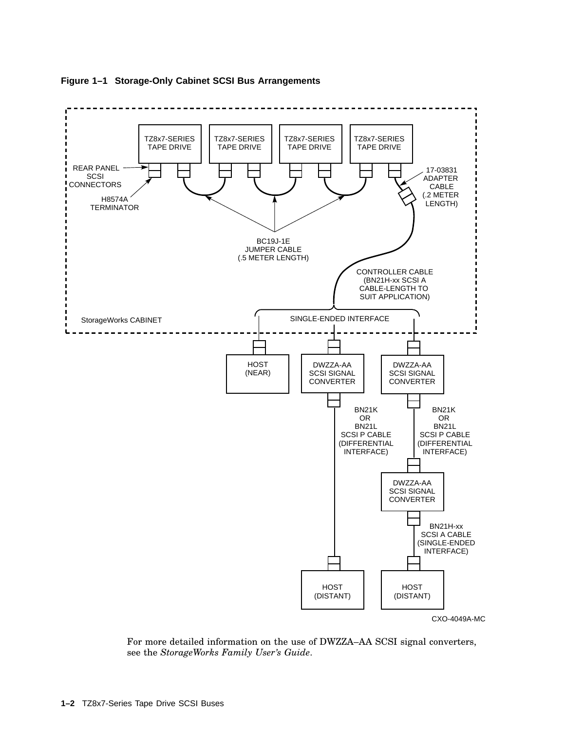**Figure 1–1 Storage-Only Cabinet SCSI Bus Arrangements**

For more detailed information on the use of DWZZA–AA SCSI signal converters, see the *StorageWorks Family User's Guide*.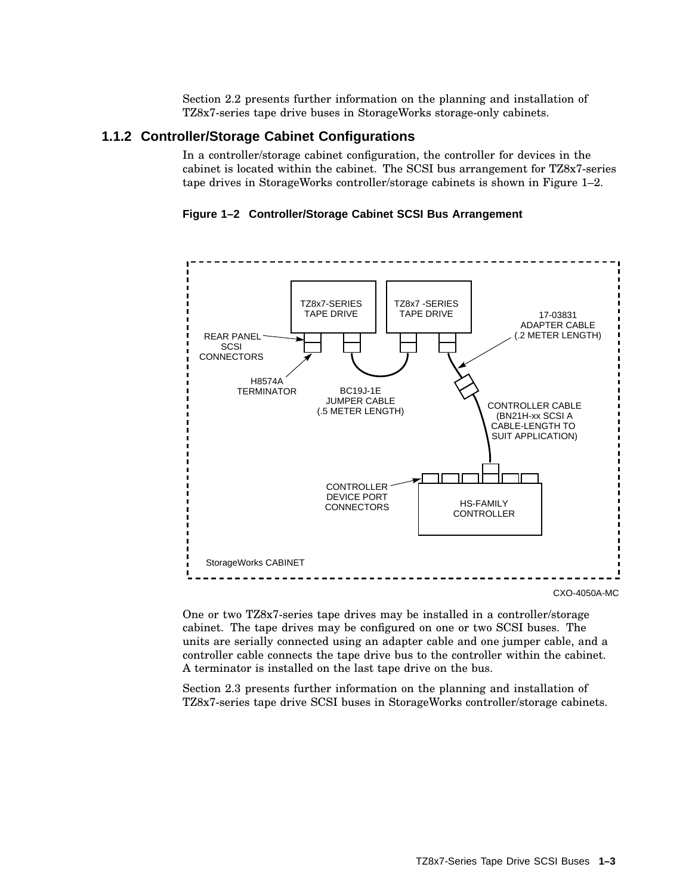Section 2.2 presents further information on the planning and installation of TZ8x7-series tape drive buses in StorageWorks storage-only cabinets.

### 1.1.2 Controller/Storage Cabinet Configurations

In a controller/storage cabinet configuration, the controller for devices in the cabinet is located within the cabinet. The SCSI bus arrangement for TZ8x7-series tape drives in StorageWorks controller/storage cabinets is shown in Figure 1–2.

**Figure 1–2 Controller/Storage Cabinet SCSI Bus Arrangement**

TZ8x7-SERIES TAPE DRIVE
TZ8x7 -SERIES TAPE DRIVE
REAR PANEL SCSI CONNECTORS
17-03831 ADAPTER CABLE (.2 METER LENGTH)
H8574A TERMINATOR
BC19J-1E JUMPER CABLE (.5 METER LENGTH)
CONTROLLER CABLE (BN21H-xx SCSI A CABLE-LENGTH TO SUIT APPLICATION)
CONTROLLER DEVICE PORT CONNECTORS
HS-FAMILY CONTROLLER
StorageWorks CABINET

CXO-4050A-MC

One or two TZ8x7-series tape drives may be installed in a controller/storage cabinet. The tape drives may be configured on one or two SCSI buses. The units are serially connected using an adapter cable and one jumper cable, and a controller cable connects the tape drive bus to the controller within the cabinet. A terminator is installed on the last tape drive on the bus.

Section 2.3 presents further information on the planning and installation of TZ8x7-series tape drive SCSI buses in StorageWorks controller/storage cabinets.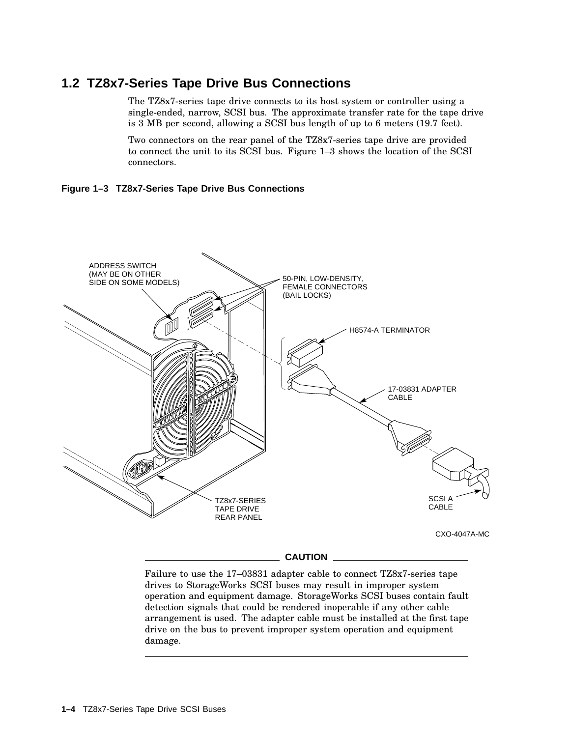## 1.2 TZ8x7-Series Tape Drive Bus Connections

The TZ8x7-series tape drive connects to its host system or controller using a single-ended, narrow, SCSI bus. The approximate transfer rate for the tape drive is 3 MB per second, allowing a SCSI bus length of up to 6 meters (19.7 feet).

Two connectors on the rear panel of the TZ8x7-series tape drive are provided to connect the unit to its SCSI bus. Figure 1–3 shows the location of the SCSI connectors.

**Figure 1–3 TZ8x7-Series Tape Drive Bus Connections**

ADDRESS SWITCH (MAY BE ON OTHER SIDE ON SOME MODELS)

50-PIN, LOW-DENSITY, FEMALE CONNECTORS (BAIL LOCKS)

H8574-A TERMINATOR

17-03831 ADAPTER CABLE

SCSI A CABLE

TZ8x7-SERIES TAPE DRIVE REAR PANEL

CXO-4047A-MC

**CAUTION**

Failure to use the 17–03831 adapter cable to connect TZ8x7-series tape drives to StorageWorks SCSI buses may result in improper system operation and equipment damage. StorageWorks SCSI buses contain fault detection signals that could be rendered inoperable if any other cable arrangement is used. The adapter cable must be installed at the first tape drive on the bus to prevent improper system operation and equipment damage.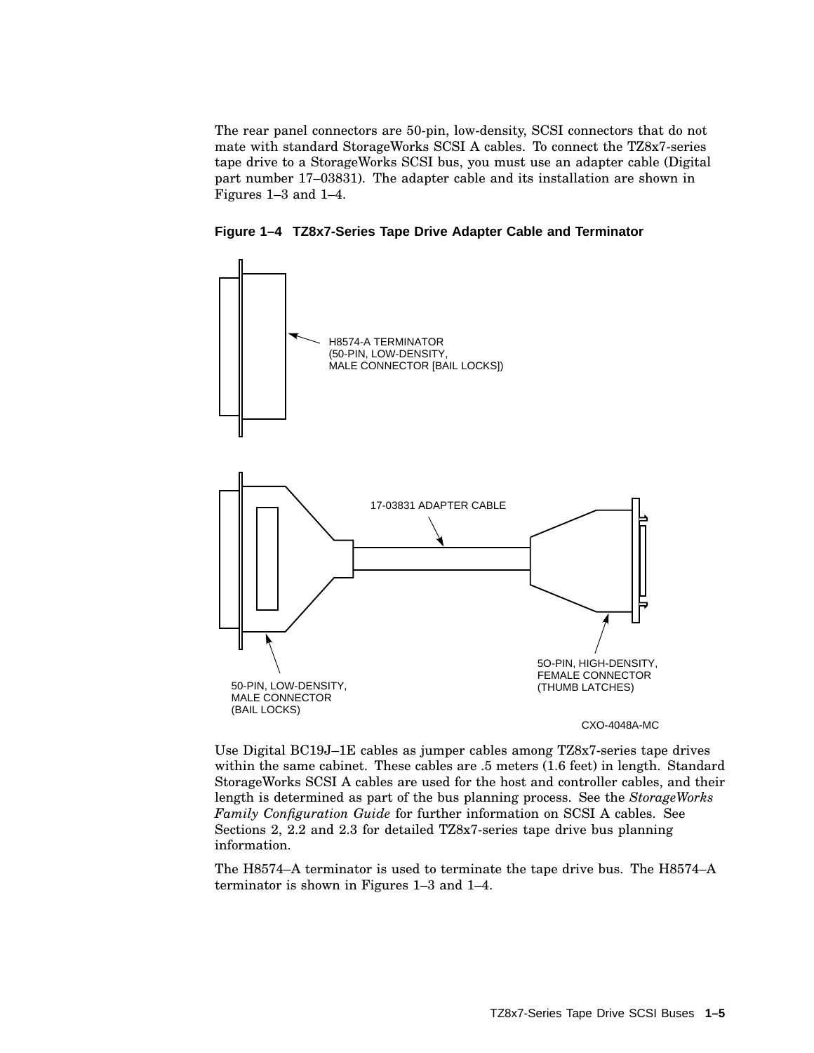The rear panel connectors are 50-pin, low-density, SCSI connectors that do not mate with standard StorageWorks SCSI A cables. To connect the TZ8x7-series tape drive to a StorageWorks SCSI bus, you must use an adapter cable (Digital part number 17–03831). The adapter cable and its installation are shown in Figures 1–3 and 1–4.

**Figure 1–4 TZ8x7-Series Tape Drive Adapter Cable and Terminator**

H8574-A TERMINATOR (50-PIN, LOW-DENSITY, MALE CONNECTOR [BAIL LOCKS])

17-03831 ADAPTER CABLE

50-PIN, LOW-DENSITY, MALE CONNECTOR (BAIL LOCKS)

5O-PIN, HIGH-DENSITY, FEMALE CONNECTOR (THUMB LATCHES)

CXO-4048A-MC

Use Digital BC19J–1E cables as jumper cables among TZ8x7-series tape drives within the same cabinet. These cables are .5 meters (1.6 feet) in length. Standard StorageWorks SCSI A cables are used for the host and controller cables, and their length is determined as part of the bus planning process. See the *StorageWorks Family Configuration Guide* for further information on SCSI A cables. See Sections 2, 2.2 and 2.3 for detailed TZ8x7-series tape drive bus planning information.

The H8574–A terminator is used to terminate the tape drive bus. The H8574–A terminator is shown in Figures 1–3 and 1–4.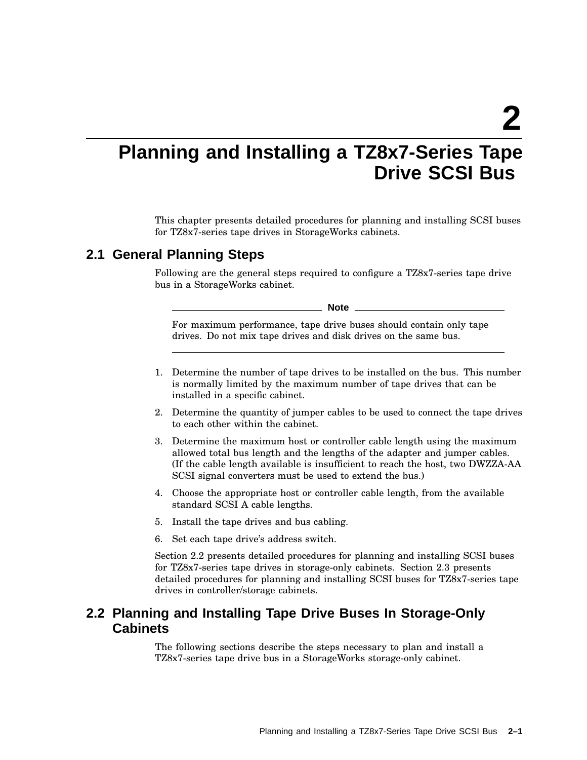# 2 Planning and Installing a TZ8x7-Series Tape Drive SCSI Bus

This chapter presents detailed procedures for planning and installing SCSI buses for TZ8x7-series tape drives in StorageWorks cabinets.

## 2.1 General Planning Steps

Following are the general steps required to configure a TZ8x7-series tape drive bus in a StorageWorks cabinet.

---

**Note**

For maximum performance, tape drive buses should contain only tape drives. Do not mix tape drives and disk drives on the same bus.

---

1. Determine the number of tape drives to be installed on the bus. This number is normally limited by the maximum number of tape drives that can be installed in a specific cabinet.
2. Determine the quantity of jumper cables to be used to connect the tape drives to each other within the cabinet.
3. Determine the maximum host or controller cable length using the maximum allowed total bus length and the lengths of the adapter and jumper cables. (If the cable length available is insufficient to reach the host, two DWZZA-AA SCSI signal converters must be used to extend the bus.)
4. Choose the appropriate host or controller cable length, from the available standard SCSI A cable lengths.
5. Install the tape drives and bus cabling.
6. Set each tape drive's address switch.

Section 2.2 presents detailed procedures for planning and installing SCSI buses for TZ8x7-series tape drives in storage-only cabinets. Section 2.3 presents detailed procedures for planning and installing SCSI buses for TZ8x7-series tape drives in controller/storage cabinets.

## 2.2 Planning and Installing Tape Drive Buses In Storage-Only Cabinets

The following sections describe the steps necessary to plan and install a TZ8x7-series tape drive bus in a StorageWorks storage-only cabinet.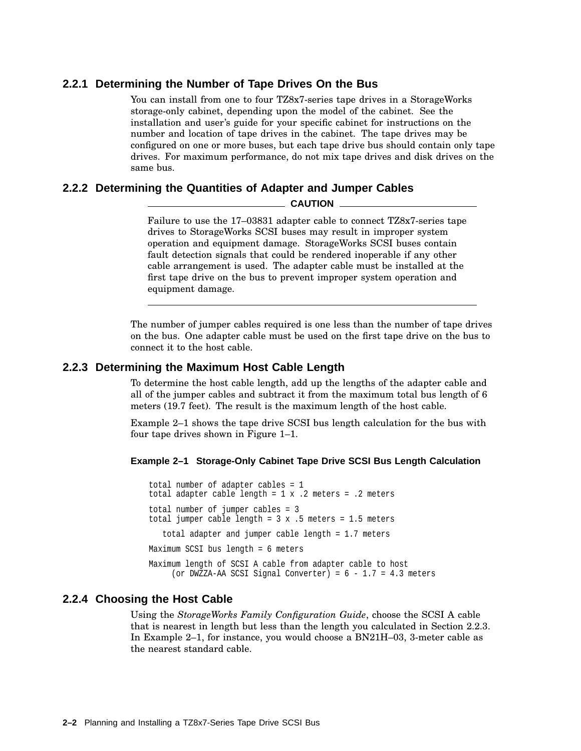### 2.2.1 Determining the Number of Tape Drives On the Bus

You can install from one to four TZ8x7-series tape drives in a StorageWorks storage-only cabinet, depending upon the model of the cabinet. See the installation and user's guide for your specific cabinet for instructions on the number and location of tape drives in the cabinet. The tape drives may be configured on one or more buses, but each tape drive bus should contain only tape drives. For maximum performance, do not mix tape drives and disk drives on the same bus.

### 2.2.2 Determining the Quantities of Adapter and Jumper Cables

**CAUTION**

Failure to use the 17–03831 adapter cable to connect TZ8x7-series tape drives to StorageWorks SCSI buses may result in improper system operation and equipment damage. StorageWorks SCSI buses contain fault detection signals that could be rendered inoperable if any other cable arrangement is used. The adapter cable must be installed at the first tape drive on the bus to prevent improper system operation and equipment damage.

---

The number of jumper cables required is one less than the number of tape drives on the bus. One adapter cable must be used on the first tape drive on the bus to connect it to the host cable.

### 2.2.3 Determining the Maximum Host Cable Length

To determine the host cable length, add up the lengths of the adapter cable and all of the jumper cables and subtract it from the maximum total bus length of 6 meters (19.7 feet). The result is the maximum length of the host cable.

Example 2–1 shows the tape drive SCSI bus length calculation for the bus with four tape drives shown in Figure 1–1.

**Example 2–1 Storage-Only Cabinet Tape Drive SCSI Bus Length Calculation**

```
total number of adapter cables = 1
total adapter cable length = 1 x .2 meters = .2 meters

total number of jumper cables = 3
total jumper cable length = 3 x .5 meters = 1.5 meters

   total adapter and jumper cable length = 1.7 meters

Maximum SCSI bus length = 6 meters

Maximum length of SCSI A cable from adapter cable to host
     (or DWZZA-AA SCSI Signal Converter) = 6 - 1.7 = 4.3 meters
```

### 2.2.4 Choosing the Host Cable

Using the *StorageWorks Family Configuration Guide*, choose the SCSI A cable that is nearest in length but less than the length you calculated in Section 2.2.3. In Example 2–1, for instance, you would choose a BN21H–03, 3-meter cable as the nearest standard cable.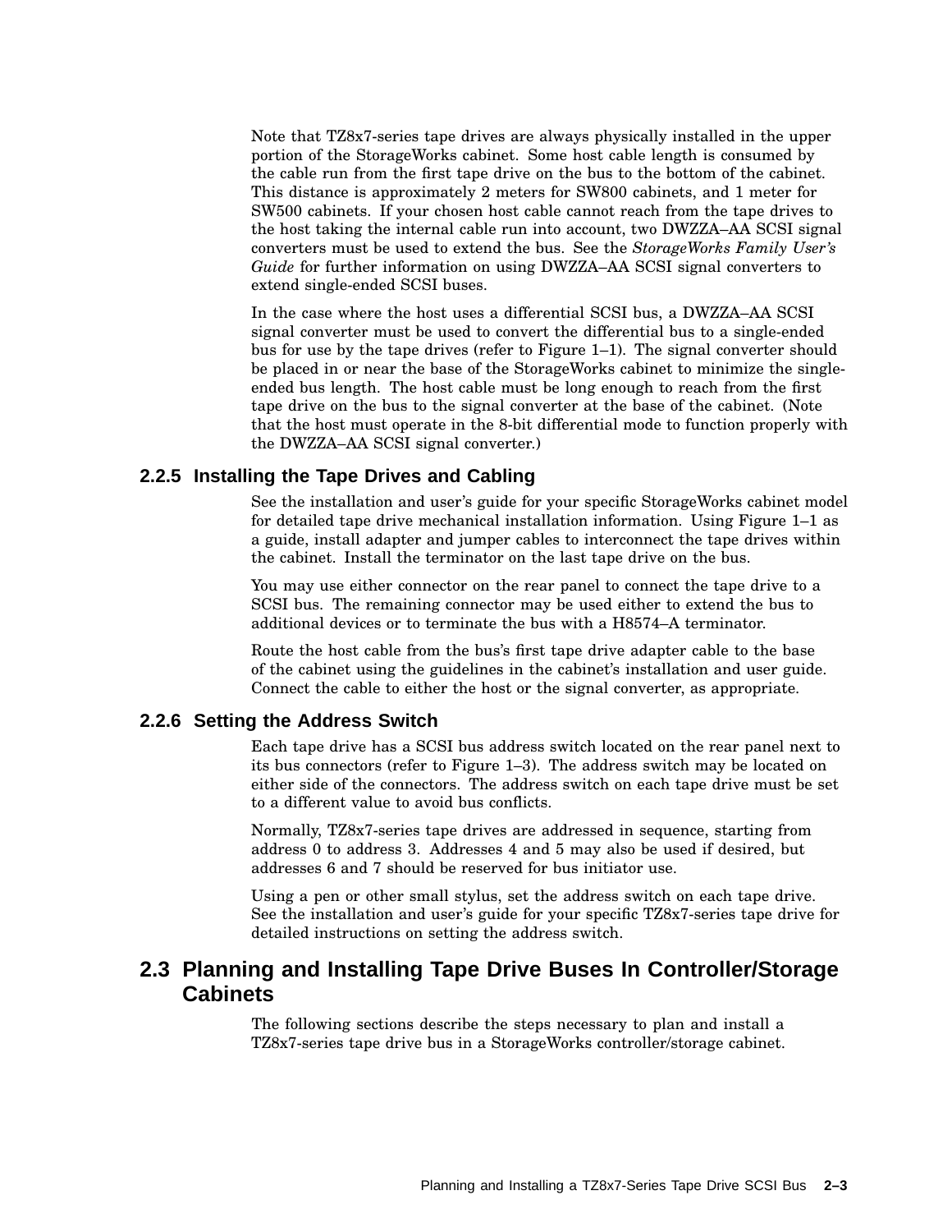Note that TZ8x7-series tape drives are always physically installed in the upper portion of the StorageWorks cabinet. Some host cable length is consumed by the cable run from the first tape drive on the bus to the bottom of the cabinet. This distance is approximately 2 meters for SW800 cabinets, and 1 meter for SW500 cabinets. If your chosen host cable cannot reach from the tape drives to the host taking the internal cable run into account, two DWZZA–AA SCSI signal converters must be used to extend the bus. See the *StorageWorks Family User's Guide* for further information on using DWZZA–AA SCSI signal converters to extend single-ended SCSI buses.

In the case where the host uses a differential SCSI bus, a DWZZA–AA SCSI signal converter must be used to convert the differential bus to a single-ended bus for use by the tape drives (refer to Figure 1–1). The signal converter should be placed in or near the base of the StorageWorks cabinet to minimize the single-ended bus length. The host cable must be long enough to reach from the first tape drive on the bus to the signal converter at the base of the cabinet. (Note that the host must operate in the 8-bit differential mode to function properly with the DWZZA–AA SCSI signal converter.)

### 2.2.5 Installing the Tape Drives and Cabling

See the installation and user's guide for your specific StorageWorks cabinet model for detailed tape drive mechanical installation information. Using Figure 1–1 as a guide, install adapter and jumper cables to interconnect the tape drives within the cabinet. Install the terminator on the last tape drive on the bus.

You may use either connector on the rear panel to connect the tape drive to a SCSI bus. The remaining connector may be used either to extend the bus to additional devices or to terminate the bus with a H8574–A terminator.

Route the host cable from the bus's first tape drive adapter cable to the base of the cabinet using the guidelines in the cabinet's installation and user guide. Connect the cable to either the host or the signal converter, as appropriate.

### 2.2.6 Setting the Address Switch

Each tape drive has a SCSI bus address switch located on the rear panel next to its bus connectors (refer to Figure 1–3). The address switch may be located on either side of the connectors. The address switch on each tape drive must be set to a different value to avoid bus conflicts.

Normally, TZ8x7-series tape drives are addressed in sequence, starting from address 0 to address 3. Addresses 4 and 5 may also be used if desired, but addresses 6 and 7 should be reserved for bus initiator use.

Using a pen or other small stylus, set the address switch on each tape drive. See the installation and user's guide for your specific TZ8x7-series tape drive for detailed instructions on setting the address switch.

## 2.3 Planning and Installing Tape Drive Buses In Controller/Storage Cabinets

The following sections describe the steps necessary to plan and install a TZ8x7-series tape drive bus in a StorageWorks controller/storage cabinet.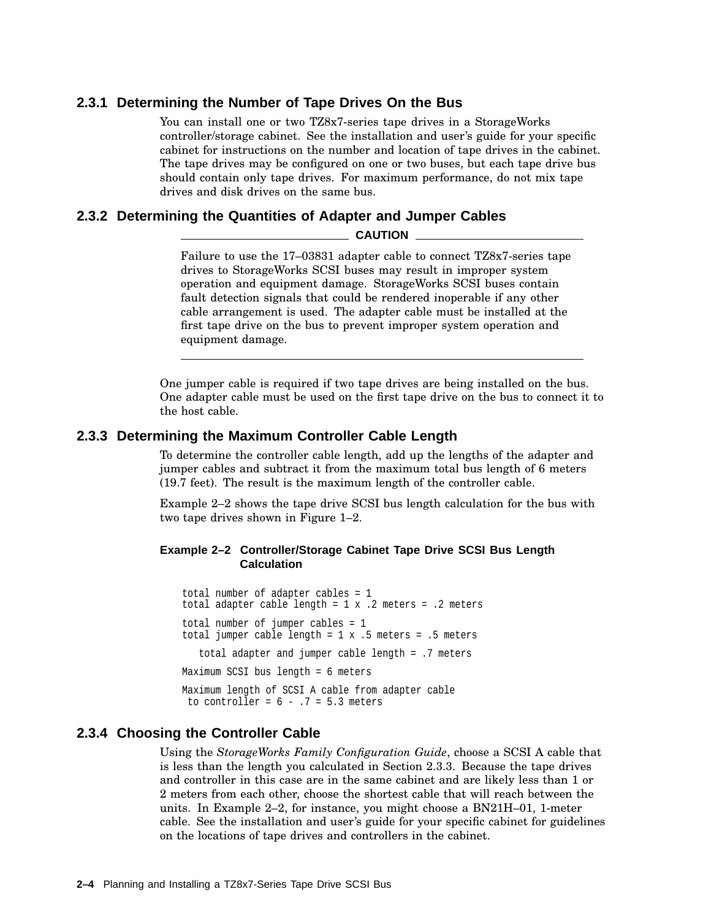### 2.3.1 Determining the Number of Tape Drives On the Bus

You can install one or two TZ8x7-series tape drives in a StorageWorks controller/storage cabinet. See the installation and user's guide for your specific cabinet for instructions on the number and location of tape drives in the cabinet. The tape drives may be configured on one or two buses, but each tape drive bus should contain only tape drives. For maximum performance, do not mix tape drives and disk drives on the same bus.

### 2.3.2 Determining the Quantities of Adapter and Jumper Cables

**CAUTION**

Failure to use the 17–03831 adapter cable to connect TZ8x7-series tape drives to StorageWorks SCSI buses may result in improper system operation and equipment damage. StorageWorks SCSI buses contain fault detection signals that could be rendered inoperable if any other cable arrangement is used. The adapter cable must be installed at the first tape drive on the bus to prevent improper system operation and equipment damage.

---

One jumper cable is required if two tape drives are being installed on the bus. One adapter cable must be used on the first tape drive on the bus to connect it to the host cable.

### 2.3.3 Determining the Maximum Controller Cable Length

To determine the controller cable length, add up the lengths of the adapter and jumper cables and subtract it from the maximum total bus length of 6 meters (19.7 feet). The result is the maximum length of the controller cable.

Example 2–2 shows the tape drive SCSI bus length calculation for the bus with two tape drives shown in Figure 1–2.

**Example 2–2 Controller/Storage Cabinet Tape Drive SCSI Bus Length Calculation**

```
total number of adapter cables = 1
total adapter cable length = 1 x .2 meters = .2 meters

total number of jumper cables = 1
total jumper cable length = 1 x .5 meters = .5 meters

   total adapter and jumper cable length = .7 meters

Maximum SCSI bus length = 6 meters

Maximum length of SCSI A cable from adapter cable
 to controller = 6 - .7 = 5.3 meters
```

### 2.3.4 Choosing the Controller Cable

Using the *StorageWorks Family Configuration Guide*, choose a SCSI A cable that is less than the length you calculated in Section 2.3.3. Because the tape drives and controller in this case are in the same cabinet and are likely less than 1 or 2 meters from each other, choose the shortest cable that will reach between the units. In Example 2–2, for instance, you might choose a BN21H–01, 1-meter cable. See the installation and user's guide for your specific cabinet for guidelines on the locations of tape drives and controllers in the cabinet.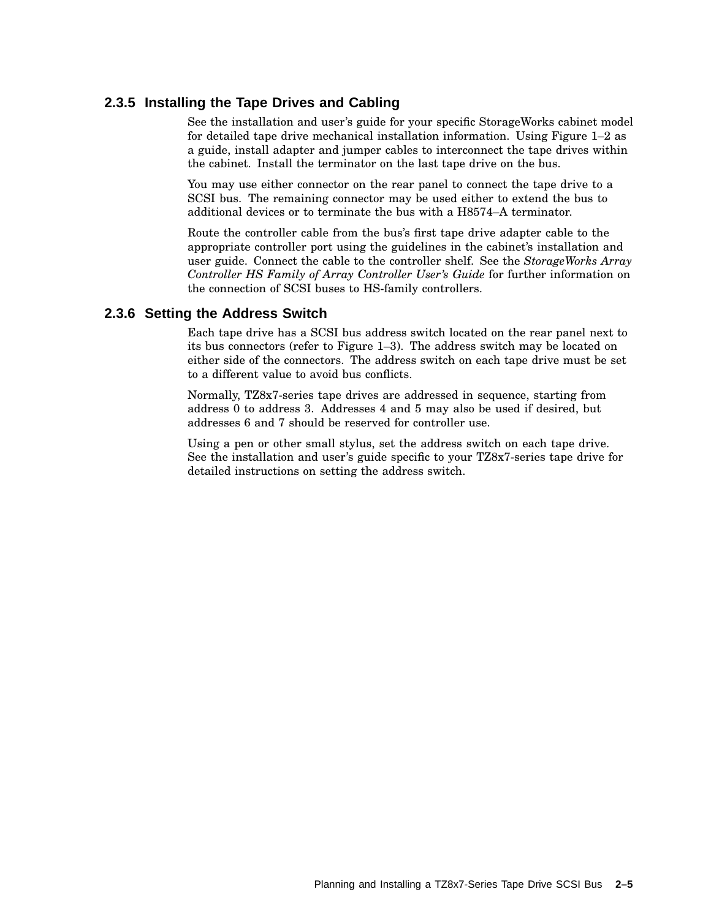### 2.3.5 Installing the Tape Drives and Cabling

See the installation and user's guide for your specific StorageWorks cabinet model for detailed tape drive mechanical installation information. Using Figure 1–2 as a guide, install adapter and jumper cables to interconnect the tape drives within the cabinet. Install the terminator on the last tape drive on the bus.

You may use either connector on the rear panel to connect the tape drive to a SCSI bus. The remaining connector may be used either to extend the bus to additional devices or to terminate the bus with a H8574–A terminator.

Route the controller cable from the bus's first tape drive adapter cable to the appropriate controller port using the guidelines in the cabinet's installation and user guide. Connect the cable to the controller shelf. See the *StorageWorks Array Controller HS Family of Array Controller User's Guide* for further information on the connection of SCSI buses to HS-family controllers.

### 2.3.6 Setting the Address Switch

Each tape drive has a SCSI bus address switch located on the rear panel next to its bus connectors (refer to Figure 1–3). The address switch may be located on either side of the connectors. The address switch on each tape drive must be set to a different value to avoid bus conflicts.

Normally, TZ8x7-series tape drives are addressed in sequence, starting from address 0 to address 3. Addresses 4 and 5 may also be used if desired, but addresses 6 and 7 should be reserved for controller use.

Using a pen or other small stylus, set the address switch on each tape drive. See the installation and user's guide specific to your TZ8x7-series tape drive for detailed instructions on setting the address switch.